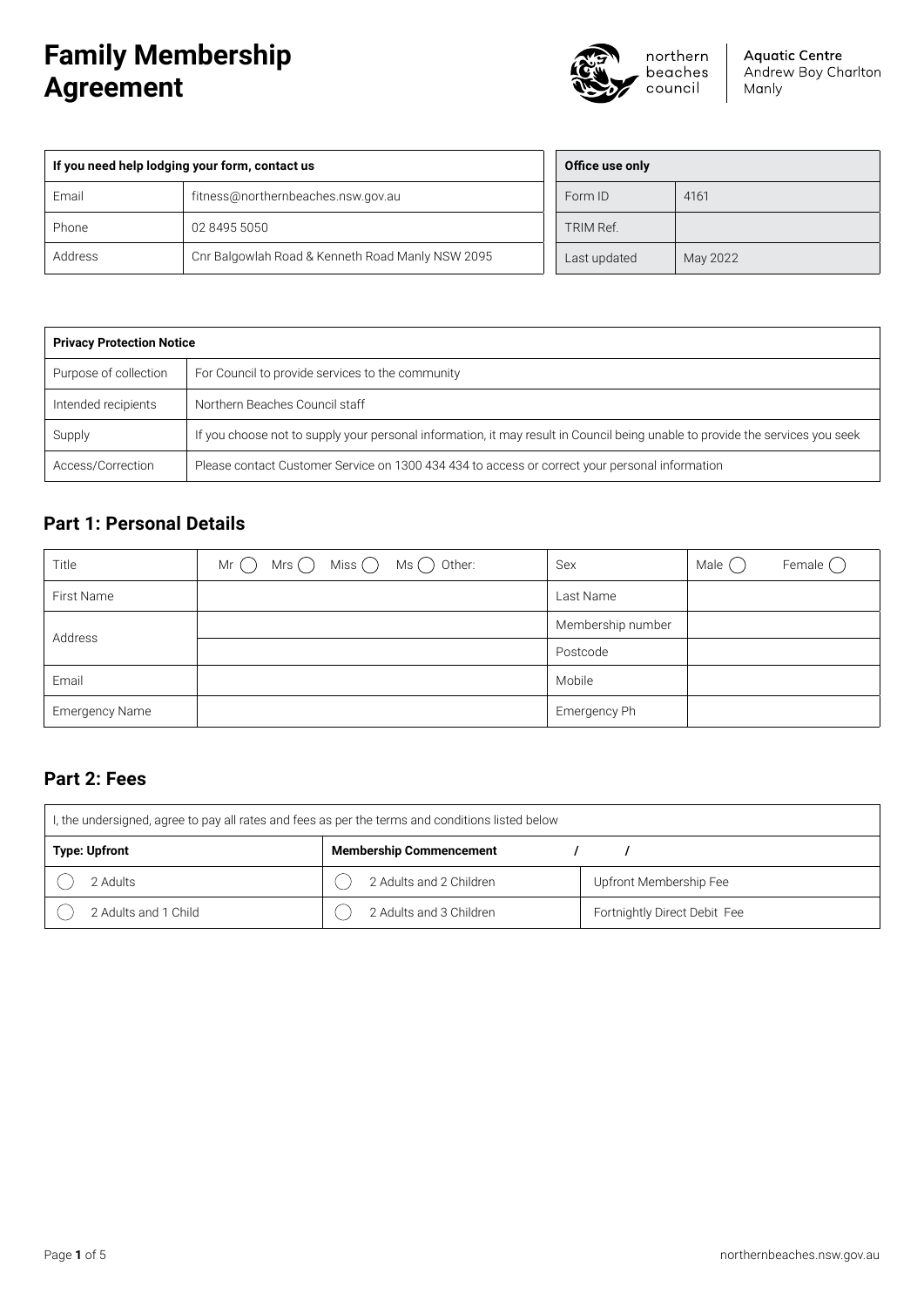# Family Membership Agreement

northern beaches council

**Aquatic Centre**
Andrew Boy Charlton
Manly

| If you need help lodging your form, contact us | |
|---|---|
| Email | fitness@northernbeaches.nsw.gov.au |
| Phone | 02 8495 5050 |
| Address | Cnr Balgowlah Road & Kenneth Road Manly NSW 2095 |

| Office use only | |
|---|---|
| Form ID | 4161 |
| TRIM Ref. | |
| Last updated | May 2022 |

| Privacy Protection Notice | |
|---|---|
| Purpose of collection | For Council to provide services to the community |
| Intended recipients | Northern Beaches Council staff |
| Supply | If you choose not to supply your personal information, it may result in Council being unable to provide the services you seek |
| Access/Correction | Please contact Customer Service on 1300 434 434 to access or correct your personal information |

## Part 1: Personal Details

| Title | Mr ◯ Mrs ◯ Miss ◯ Ms ◯ Other: | Sex | Male ◯ Female ◯ |
|---|---|---|---|
| First Name | | Last Name | |
| Address | | Membership number | |
| | | Postcode | |
| Email | | Mobile | |
| Emergency Name | | Emergency Ph | |

## Part 2: Fees

| I, the undersigned, agree to pay all rates and fees as per the terms and conditions listed below | | |
|---|---|---|
| **Type: Upfront** | **Membership Commencement / /** | |
| ◯ 2 Adults | ◯ 2 Adults and 2 Children | Upfront Membership Fee |
| ◯ 2 Adults and 1 Child | ◯ 2 Adults and 3 Children | Fortnightly Direct Debit Fee |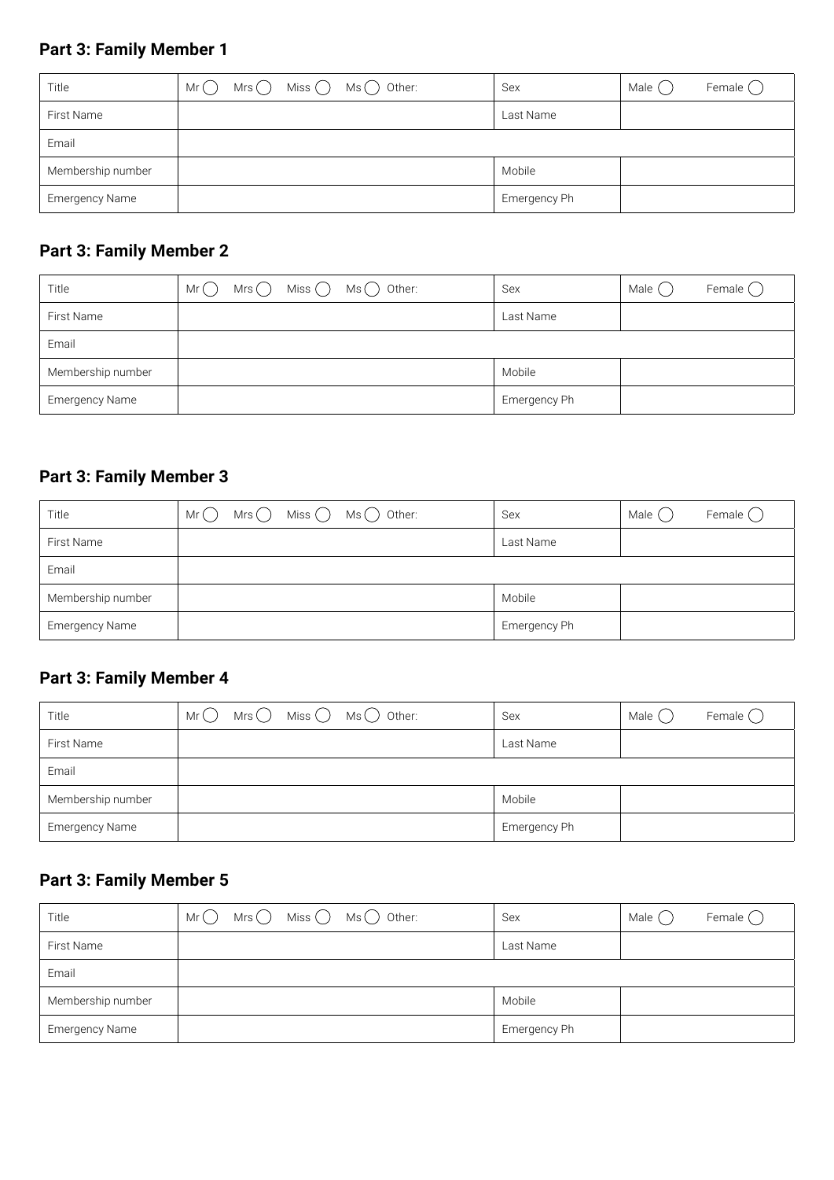## Part 3: Family Member 1

| Title | Mr ◯ Mrs ◯ Miss ◯ Ms ◯ Other: | Sex | Male ◯ Female ◯ |
|---|---|---|---|
| First Name | | Last Name | |
| Email | | | |
| Membership number | | Mobile | |
| Emergency Name | | Emergency Ph | |

## Part 3: Family Member 2

| Title | Mr ◯ Mrs ◯ Miss ◯ Ms ◯ Other: | Sex | Male ◯ Female ◯ |
|---|---|---|---|
| First Name | | Last Name | |
| Email | | | |
| Membership number | | Mobile | |
| Emergency Name | | Emergency Ph | |

## Part 3: Family Member 3

| Title | Mr ◯ Mrs ◯ Miss ◯ Ms ◯ Other: | Sex | Male ◯ Female ◯ |
|---|---|---|---|
| First Name | | Last Name | |
| Email | | | |
| Membership number | | Mobile | |
| Emergency Name | | Emergency Ph | |

## Part 3: Family Member 4

| Title | Mr ◯ Mrs ◯ Miss ◯ Ms ◯ Other: | Sex | Male ◯ Female ◯ |
|---|---|---|---|
| First Name | | Last Name | |
| Email | | | |
| Membership number | | Mobile | |
| Emergency Name | | Emergency Ph | |

## Part 3: Family Member 5

| Title | Mr ◯ Mrs ◯ Miss ◯ Ms ◯ Other: | Sex | Male ◯ Female ◯ |
|---|---|---|---|
| First Name | | Last Name | |
| Email | | | |
| Membership number | | Mobile | |
| Emergency Name | | Emergency Ph | |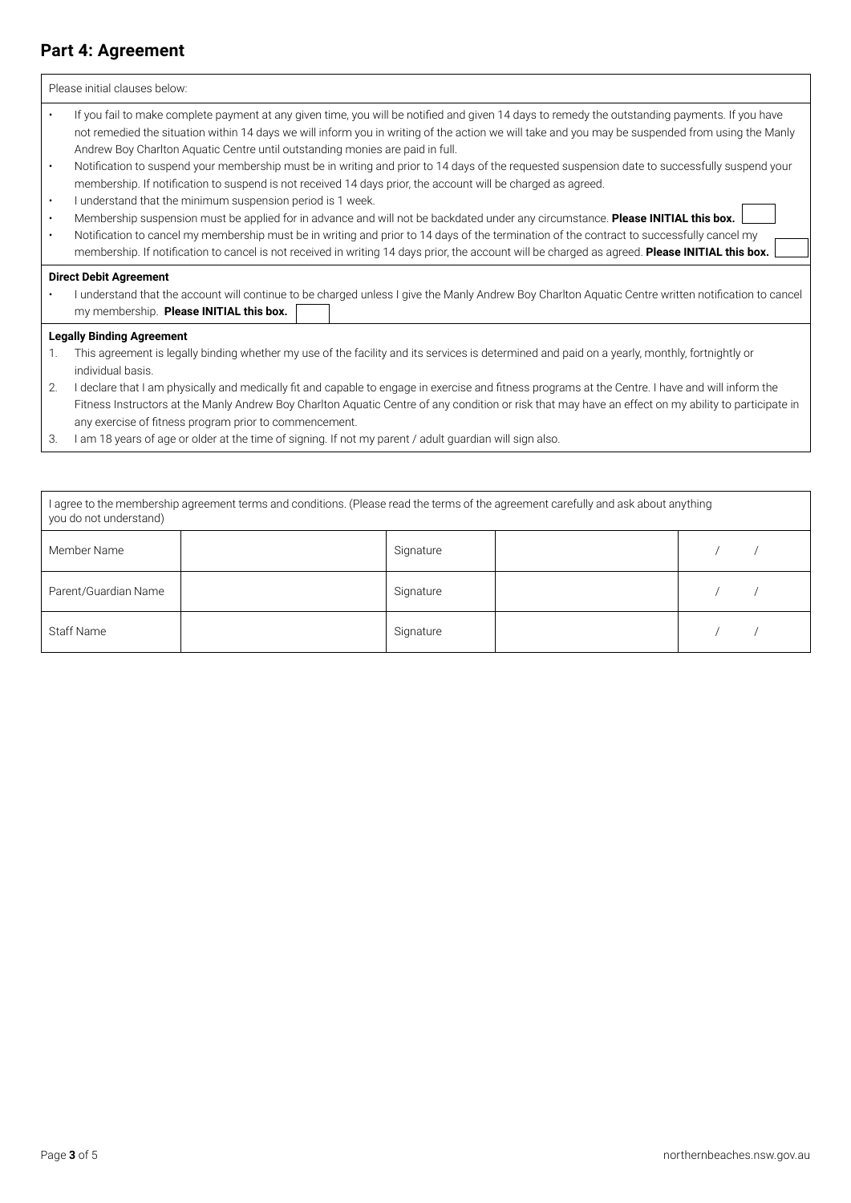## Part 4: Agreement

Please initial clauses below:

- If you fail to make complete payment at any given time, you will be notified and given 14 days to remedy the outstanding payments. If you have not remedied the situation within 14 days we will inform you in writing of the action we will take and you may be suspended from using the Manly Andrew Boy Charlton Aquatic Centre until outstanding monies are paid in full.
- Notification to suspend your membership must be in writing and prior to 14 days of the requested suspension date to successfully suspend your membership. If notification to suspend is not received 14 days prior, the account will be charged as agreed.
- I understand that the minimum suspension period is 1 week.
- Membership suspension must be applied for in advance and will not be backdated under any circumstance. **Please INITIAL this box.** ☐
- Notification to cancel my membership must be in writing and prior to 14 days of the termination of the contract to successfully cancel my membership. If notification to cancel is not received in writing 14 days prior, the account will be charged as agreed. **Please INITIAL this box.** ☐

**Direct Debit Agreement**

- I understand that the account will continue to be charged unless I give the Manly Andrew Boy Charlton Aquatic Centre written notification to cancel my membership. **Please INITIAL this box.** ☐

**Legally Binding Agreement**

1. This agreement is legally binding whether my use of the facility and its services is determined and paid on a yearly, monthly, fortnightly or individual basis.
2. I declare that I am physically and medically fit and capable to engage in exercise and fitness programs at the Centre. I have and will inform the Fitness Instructors at the Manly Andrew Boy Charlton Aquatic Centre of any condition or risk that may have an effect on my ability to participate in any exercise of fitness program prior to commencement.
3. I am 18 years of age or older at the time of signing. If not my parent / adult guardian will sign also.

I agree to the membership agreement terms and conditions. (Please read the terms of the agreement carefully and ask about anything you do not understand)

| | | | | |
|---|---|---|---|---|
| Member Name | | Signature | | / / |
| Parent/Guardian Name | | Signature | | / / |
| Staff Name | | Signature | | / / |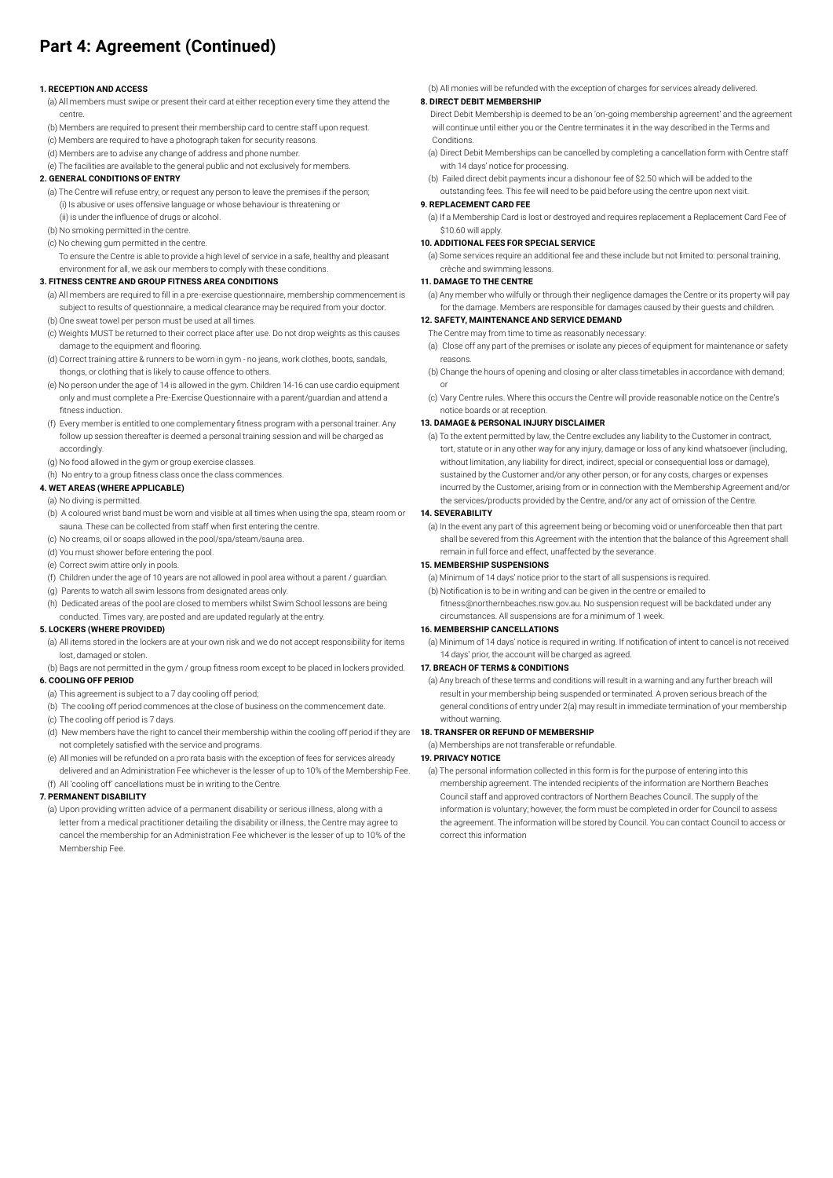# Part 4: Agreement (Continued)

**1. RECEPTION AND ACCESS**

(a) All members must swipe or present their card at either reception every time they attend the centre.

(b) Members are required to present their membership card to centre staff upon request.

(c) Members are required to have a photograph taken for security reasons.

(d) Members are to advise any change of address and phone number.

(e) The facilities are available to the general public and not exclusively for members.

**2. GENERAL CONDITIONS OF ENTRY**

(a) The Centre will refuse entry, or request any person to leave the premises if the person;

(i) Is abusive or uses offensive language or whose behaviour is threatening or

(ii) is under the influence of drugs or alcohol.

(b) No smoking permitted in the centre.

(c) No chewing gum permitted in the centre.

To ensure the Centre is able to provide a high level of service in a safe, healthy and pleasant environment for all, we ask our members to comply with these conditions.

**3. FITNESS CENTRE AND GROUP FITNESS AREA CONDITIONS**

(a) All members are required to fill in a pre-exercise questionnaire, membership commencement is subject to results of questionnaire, a medical clearance may be required from your doctor.

(b) One sweat towel per person must be used at all times.

(c) Weights MUST be returned to their correct place after use. Do not drop weights as this causes damage to the equipment and flooring.

(d) Correct training attire & runners to be worn in gym - no jeans, work clothes, boots, sandals, thongs, or clothing that is likely to cause offence to others.

(e) No person under the age of 14 is allowed in the gym. Children 14-16 can use cardio equipment only and must complete a Pre-Exercise Questionnaire with a parent/guardian and attend a fitness induction.

(f) Every member is entitled to one complementary fitness program with a personal trainer. Any follow up session thereafter is deemed a personal training session and will be charged as accordingly.

(g) No food allowed in the gym or group exercise classes.

(h) No entry to a group fitness class once the class commences.

**4. WET AREAS (WHERE APPLICABLE)**

(a) No diving is permitted.

(b) A coloured wrist band must be worn and visible at all times when using the spa, steam room or sauna. These can be collected from staff when first entering the centre.

(c) No creams, oil or soaps allowed in the pool/spa/steam/sauna area.

(d) You must shower before entering the pool.

(e) Correct swim attire only in pools.

(f) Children under the age of 10 years are not allowed in pool area without a parent / guardian.

(g) Parents to watch all swim lessons from designated areas only.

(h) Dedicated areas of the pool are closed to members whilst Swim School lessons are being conducted. Times vary, are posted and are updated regularly at the entry.

**5. LOCKERS (WHERE PROVIDED)**

(a) All items stored in the lockers are at your own risk and we do not accept responsibility for items lost, damaged or stolen.

(b) Bags are not permitted in the gym / group fitness room except to be placed in lockers provided.

**6. COOLING OFF PERIOD**

(a) This agreement is subject to a 7 day cooling off period;

(b) The cooling off period commences at the close of business on the commencement date.

(c) The cooling off period is 7 days.

(d) New members have the right to cancel their membership within the cooling off period if they are not completely satisfied with the service and programs.

(e) All monies will be refunded on a pro rata basis with the exception of fees for services already delivered and an Administration Fee whichever is the lesser of up to 10% of the Membership Fee.

(f) All 'cooling off' cancellations must be in writing to the Centre.

**7. PERMANENT DISABILITY**

(a) Upon providing written advice of a permanent disability or serious illness, along with a letter from a medical practitioner detailing the disability or illness, the Centre may agree to cancel the membership for an Administration Fee whichever is the lesser of up to 10% of the Membership Fee.

(b) All monies will be refunded with the exception of charges for services already delivered.

**8. DIRECT DEBIT MEMBERSHIP**

Direct Debit Membership is deemed to be an 'on-going membership agreement' and the agreement will continue until either you or the Centre terminates it in the way described in the Terms and Conditions.

(a) Direct Debit Memberships can be cancelled by completing a cancellation form with Centre staff with 14 days' notice for processing.

(b) Failed direct debit payments incur a dishonour fee of $2.50 which will be added to the outstanding fees. This fee will need to be paid before using the centre upon next visit.

**9. REPLACEMENT CARD FEE**

(a) If a Membership Card is lost or destroyed and requires replacement a Replacement Card Fee of $10.60 will apply.

**10. ADDITIONAL FEES FOR SPECIAL SERVICE**

(a) Some services require an additional fee and these include but not limited to: personal training, crèche and swimming lessons.

**11. DAMAGE TO THE CENTRE**

(a) Any member who wilfully or through their negligence damages the Centre or its property will pay for the damage. Members are responsible for damages caused by their guests and children.

**12. SAFETY, MAINTENANCE AND SERVICE DEMAND**

The Centre may from time to time as reasonably necessary:

(a) Close off any part of the premises or isolate any pieces of equipment for maintenance or safety reasons.

(b) Change the hours of opening and closing or alter class timetables in accordance with demand; or

(c) Vary Centre rules. Where this occurs the Centre will provide reasonable notice on the Centre's notice boards or at reception.

**13. DAMAGE & PERSONAL INJURY DISCLAIMER**

(a) To the extent permitted by law, the Centre excludes any liability to the Customer in contract, tort, statute or in any other way for any injury, damage or loss of any kind whatsoever (including, without limitation, any liability for direct, indirect, special or consequential loss or damage), sustained by the Customer and/or any other person, or for any costs, charges or expenses incurred by the Customer, arising from or in connection with the Membership Agreement and/or the services/products provided by the Centre, and/or any act of omission of the Centre.

**14. SEVERABILITY**

(a) In the event any part of this agreement being or becoming void or unenforceable then that part shall be severed from this Agreement with the intention that the balance of this Agreement shall remain in full force and effect, unaffected by the severance.

**15. MEMBERSHIP SUSPENSIONS**

(a) Minimum of 14 days' notice prior to the start of all suspensions is required.

(b) Notification is to be in writing and can be given in the centre or emailed to fitness@northernbeaches.nsw.gov.au. No suspension request will be backdated under any circumstances. All suspensions are for a minimum of 1 week.

**16. MEMBERSHIP CANCELLATIONS**

(a) Minimum of 14 days' notice is required in writing. If notification of intent to cancel is not received 14 days' prior, the account will be charged as agreed.

**17. BREACH OF TERMS & CONDITIONS**

(a) Any breach of these terms and conditions will result in a warning and any further breach will result in your membership being suspended or terminated. A proven serious breach of the general conditions of entry under 2(a) may result in immediate termination of your membership without warning.

**18. TRANSFER OR REFUND OF MEMBERSHIP**

(a) Memberships are not transferable or refundable.

**19. PRIVACY NOTICE**

(a) The personal information collected in this form is for the purpose of entering into this membership agreement. The intended recipients of the information are Northern Beaches Council staff and approved contractors of Northern Beaches Council. The supply of the information is voluntary; however, the form must be completed in order for Council to assess the agreement. The information will be stored by Council. You can contact Council to access or correct this information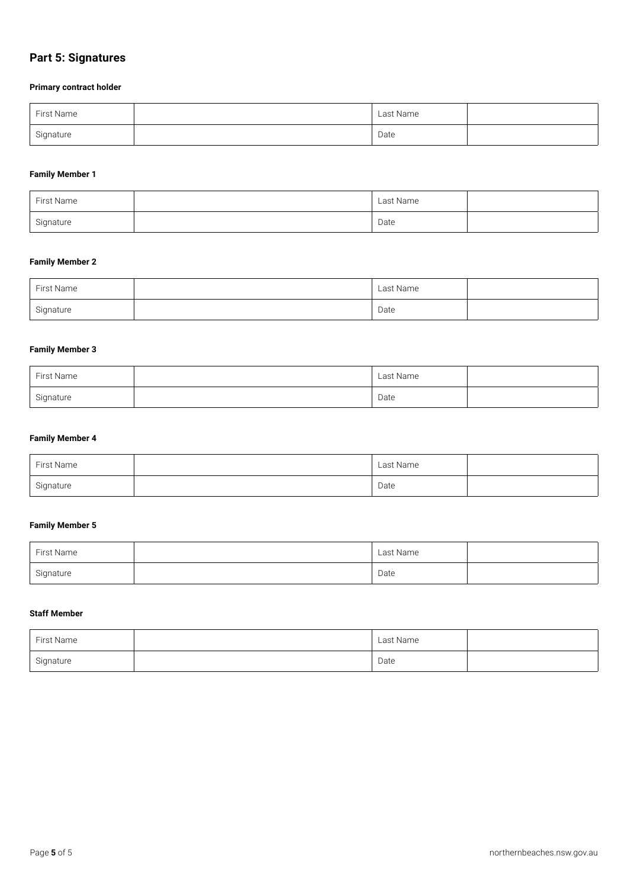## Part 5: Signatures

**Primary contract holder**

| | | | |
|---|---|---|---|
| First Name | | Last Name | |
| Signature | | Date | |

**Family Member 1**

| | | | |
|---|---|---|---|
| First Name | | Last Name | |
| Signature | | Date | |

**Family Member 2**

| | | | |
|---|---|---|---|
| First Name | | Last Name | |
| Signature | | Date | |

**Family Member 3**

| | | | |
|---|---|---|---|
| First Name | | Last Name | |
| Signature | | Date | |

**Family Member 4**

| | | | |
|---|---|---|---|
| First Name | | Last Name | |
| Signature | | Date | |

**Family Member 5**

| | | | |
|---|---|---|---|
| First Name | | Last Name | |
| Signature | | Date | |

**Staff Member**

| | | | |
|---|---|---|---|
| First Name | | Last Name | |
| Signature | | Date | |